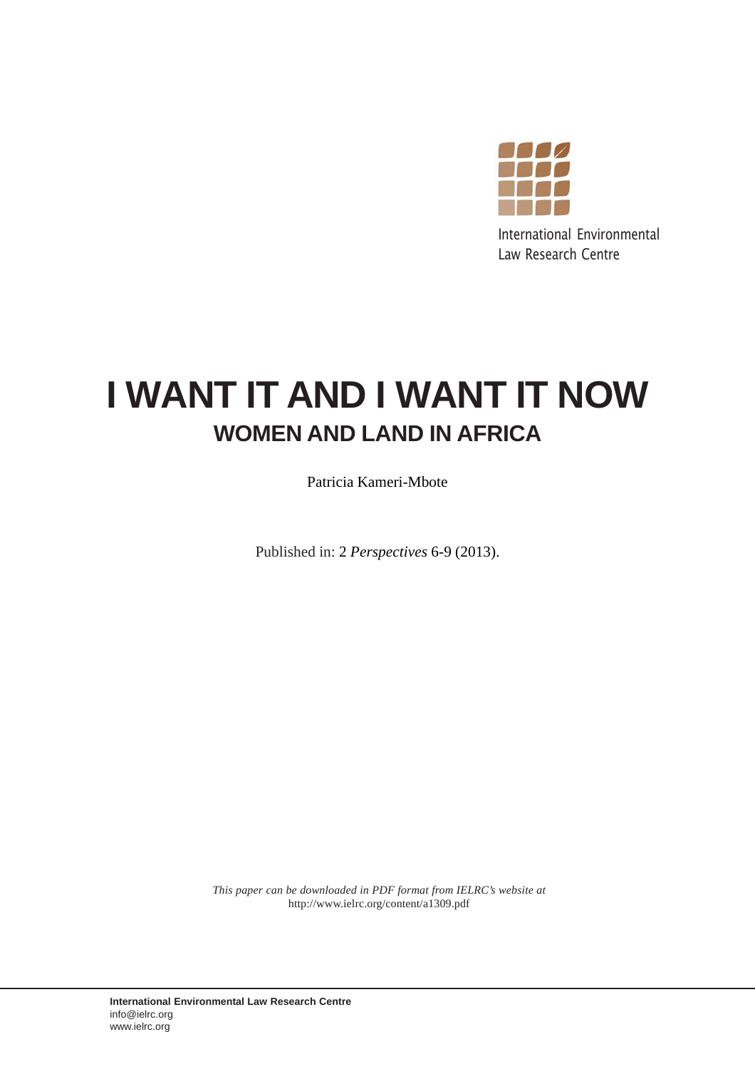International Environmental
Law Research Centre

# I WANT IT AND I WANT IT NOW

## WOMEN AND LAND IN AFRICA

Patricia Kameri-Mbote

Published in: 2 *Perspectives* 6-9 (2013).

*This paper can be downloaded in PDF format from IELRC's website at*
http://www.ielrc.org/content/a1309.pdf

**International Environmental Law Research Centre**
info@ielrc.org
www.ielrc.org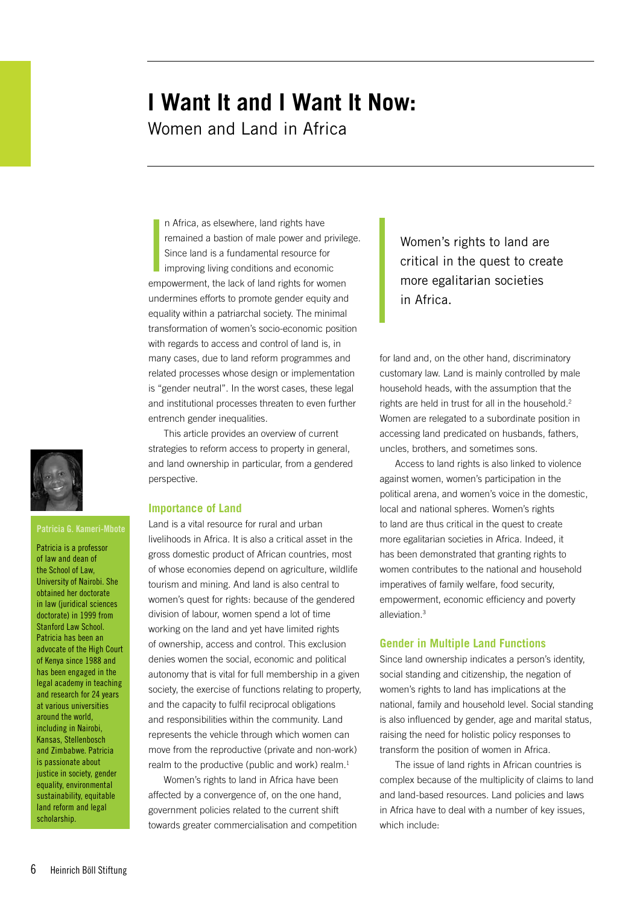# I Want It and I Want It Now:

## Women and Land in Africa

In Africa, as elsewhere, land rights have remained a bastion of male power and privilege. Since land is a fundamental resource for improving living conditions and economic empowerment, the lack of land rights for women undermines efforts to promote gender equity and equality within a patriarchal society. The minimal transformation of women's socio-economic position with regards to access and control of land is, in many cases, due to land reform programmes and related processes whose design or implementation is "gender neutral". In the worst cases, these legal and institutional processes threaten to even further entrench gender inequalities.

This article provides an overview of current strategies to reform access to property in general, and land ownership in particular, from a gendered perspective.

**Patricia G. Kameri-Mbote**

Patricia is a professor of law and dean of the School of Law, University of Nairobi. She obtained her doctorate in law (juridical sciences doctorate) in 1999 from Stanford Law School. Patricia has been an advocate of the High Court of Kenya since 1988 and has been engaged in the legal academy in teaching and research for 24 years at various universities around the world, including in Nairobi, Kansas, Stellenbosch and Zimbabwe. Patricia is passionate about justice in society, gender equality, environmental sustainability, equitable land reform and legal scholarship.

### Importance of Land

Land is a vital resource for rural and urban livelihoods in Africa. It is also a critical asset in the gross domestic product of African countries, most of whose economies depend on agriculture, wildlife tourism and mining. And land is also central to women's quest for rights: because of the gendered division of labour, women spend a lot of time working on the land and yet have limited rights of ownership, access and control. This exclusion denies women the social, economic and political autonomy that is vital for full membership in a given society, the exercise of functions relating to property, and the capacity to fulfil reciprocal obligations and responsibilities within the community. Land represents the vehicle through which women can move from the reproductive (private and non-work) realm to the productive (public and work) realm.[1]

Women's rights to land in Africa have been affected by a convergence of, on the one hand, government policies related to the current shift towards greater commercialisation and competition for land and, on the other hand, discriminatory customary law. Land is mainly controlled by male household heads, with the assumption that the rights are held in trust for all in the household.[2] Women are relegated to a subordinate position in accessing land predicated on husbands, fathers, uncles, brothers, and sometimes sons.

> Women's rights to land are critical in the quest to create more egalitarian societies in Africa.

Access to land rights is also linked to violence against women, women's participation in the political arena, and women's voice in the domestic, local and national spheres. Women's rights to land are thus critical in the quest to create more egalitarian societies in Africa. Indeed, it has been demonstrated that granting rights to women contributes to the national and household imperatives of family welfare, food security, empowerment, economic efficiency and poverty alleviation.[3]

### Gender in Multiple Land Functions

Since land ownership indicates a person's identity, social standing and citizenship, the negation of women's rights to land has implications at the national, family and household level. Social standing is also influenced by gender, age and marital status, raising the need for holistic policy responses to transform the position of women in Africa.

The issue of land rights in African countries is complex because of the multiplicity of claims to land and land-based resources. Land policies and laws in Africa have to deal with a number of key issues, which include: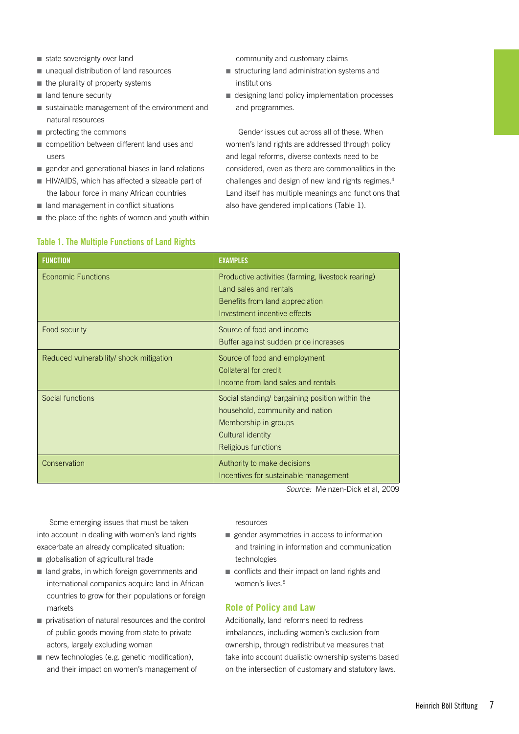- state sovereignty over land
- unequal distribution of land resources
- the plurality of property systems
- land tenure security
- sustainable management of the environment and natural resources
- protecting the commons
- competition between different land uses and users
- gender and generational biases in land relations
- HIV/AIDS, which has affected a sizeable part of the labour force in many African countries
- land management in conflict situations
- the place of the rights of women and youth within community and customary claims
- structuring land administration systems and institutions
- designing land policy implementation processes and programmes.

Gender issues cut across all of these. When women's land rights are addressed through policy and legal reforms, diverse contexts need to be considered, even as there are commonalities in the challenges and design of new land rights regimes.[4] Land itself has multiple meanings and functions that also have gendered implications (Table 1).

**Table 1. The Multiple Functions of Land Rights**

| FUNCTION | EXAMPLES |
|---|---|
| Economic Functions | Productive activities (farming, livestock rearing)<br>Land sales and rentals<br>Benefits from land appreciation<br>Investment incentive effects |
| Food security | Source of food and income<br>Buffer against sudden price increases |
| Reduced vulnerability/ shock mitigation | Source of food and employment<br>Collateral for credit<br>Income from land sales and rentals |
| Social functions | Social standing/ bargaining position within the household, community and nation<br>Membership in groups<br>Cultural identity<br>Religious functions |
| Conservation | Authority to make decisions<br>Incentives for sustainable management |

*Source:* Meinzen-Dick et al, 2009

Some emerging issues that must be taken into account in dealing with women's land rights exacerbate an already complicated situation:

- globalisation of agricultural trade
- land grabs, in which foreign governments and international companies acquire land in African countries to grow for their populations or foreign markets
- privatisation of natural resources and the control of public goods moving from state to private actors, largely excluding women
- new technologies (e.g. genetic modification), and their impact on women's management of resources
- gender asymmetries in access to information and training in information and communication technologies
- conflicts and their impact on land rights and women's lives.[5]

## Role of Policy and Law

Additionally, land reforms need to redress imbalances, including women's exclusion from ownership, through redistributive measures that take into account dualistic ownership systems based on the intersection of customary and statutory laws.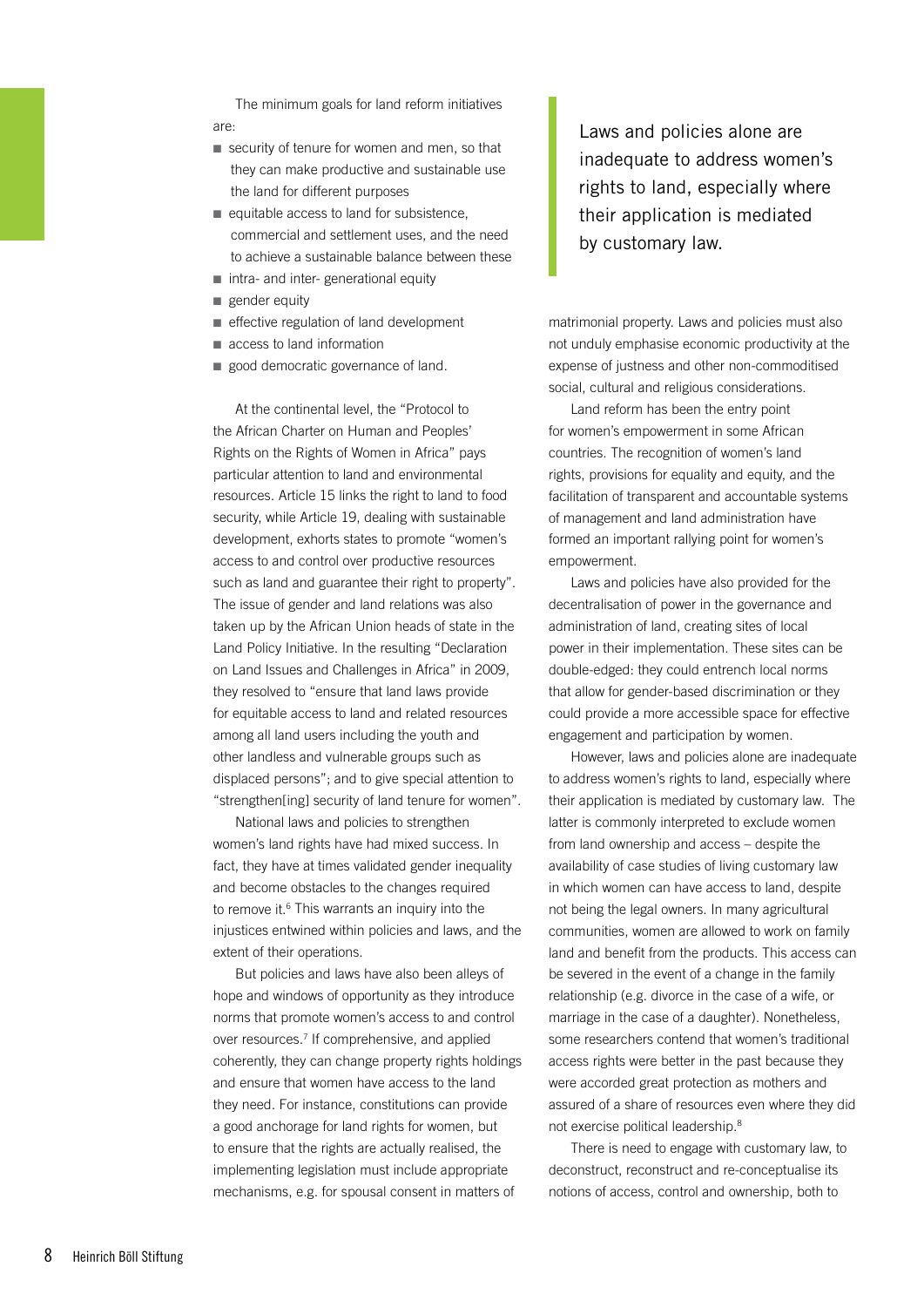The minimum goals for land reform initiatives are:

- security of tenure for women and men, so that they can make productive and sustainable use the land for different purposes
- equitable access to land for subsistence, commercial and settlement uses, and the need to achieve a sustainable balance between these
- intra- and inter- generational equity
- gender equity
- effective regulation of land development
- access to land information
- good democratic governance of land.

At the continental level, the "Protocol to the African Charter on Human and Peoples' Rights on the Rights of Women in Africa" pays particular attention to land and environmental resources. Article 15 links the right to land to food security, while Article 19, dealing with sustainable development, exhorts states to promote "women's access to and control over productive resources such as land and guarantee their right to property". The issue of gender and land relations was also taken up by the African Union heads of state in the Land Policy Initiative. In the resulting "Declaration on Land Issues and Challenges in Africa" in 2009, they resolved to "ensure that land laws provide for equitable access to land and related resources among all land users including the youth and other landless and vulnerable groups such as displaced persons"; and to give special attention to "strengthen[ing] security of land tenure for women".

National laws and policies to strengthen women's land rights have had mixed success. In fact, they have at times validated gender inequality and become obstacles to the changes required to remove it.[6] This warrants an inquiry into the injustices entwined within policies and laws, and the extent of their operations.

But policies and laws have also been alleys of hope and windows of opportunity as they introduce norms that promote women's access to and control over resources.[7] If comprehensive, and applied coherently, they can change property rights holdings and ensure that women have access to the land they need. For instance, constitutions can provide a good anchorage for land rights for women, but to ensure that the rights are actually realised, the implementing legislation must include appropriate mechanisms, e.g. for spousal consent in matters of matrimonial property. Laws and policies must also not unduly emphasise economic productivity at the expense of justness and other non-commoditised social, cultural and religious considerations.

> Laws and policies alone are inadequate to address women's rights to land, especially where their application is mediated by customary law.

Land reform has been the entry point for women's empowerment in some African countries. The recognition of women's land rights, provisions for equality and equity, and the facilitation of transparent and accountable systems of management and land administration have formed an important rallying point for women's empowerment.

Laws and policies have also provided for the decentralisation of power in the governance and administration of land, creating sites of local power in their implementation. These sites can be double-edged: they could entrench local norms that allow for gender-based discrimination or they could provide a more accessible space for effective engagement and participation by women.

However, laws and policies alone are inadequate to address women's rights to land, especially where their application is mediated by customary law. The latter is commonly interpreted to exclude women from land ownership and access – despite the availability of case studies of living customary law in which women can have access to land, despite not being the legal owners. In many agricultural communities, women are allowed to work on family land and benefit from the products. This access can be severed in the event of a change in the family relationship (e.g. divorce in the case of a wife, or marriage in the case of a daughter). Nonetheless, some researchers contend that women's traditional access rights were better in the past because they were accorded great protection as mothers and assured of a share of resources even where they did not exercise political leadership.[8]

There is need to engage with customary law, to deconstruct, reconstruct and re-conceptualise its notions of access, control and ownership, both to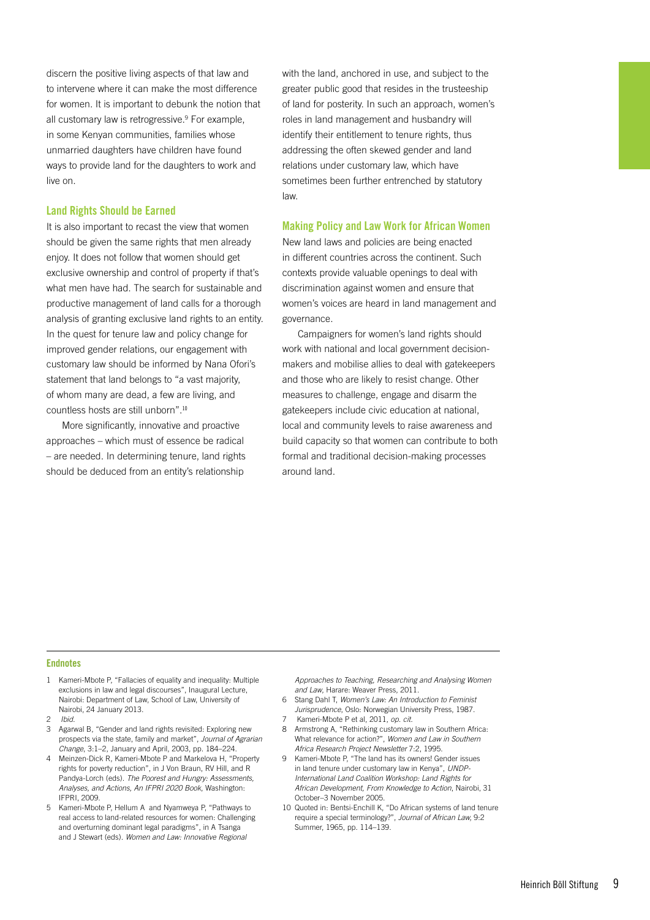discern the positive living aspects of that law and to intervene where it can make the most difference for women. It is important to debunk the notion that all customary law is retrogressive.[9] For example, in some Kenyan communities, families whose unmarried daughters have children have found ways to provide land for the daughters to work and live on.

### Land Rights Should be Earned

It is also important to recast the view that women should be given the same rights that men already enjoy. It does not follow that women should get exclusive ownership and control of property if that's what men have had. The search for sustainable and productive management of land calls for a thorough analysis of granting exclusive land rights to an entity. In the quest for tenure law and policy change for improved gender relations, our engagement with customary law should be informed by Nana Ofori's statement that land belongs to "a vast majority, of whom many are dead, a few are living, and countless hosts are still unborn".[10]

More significantly, innovative and proactive approaches – which must of essence be radical – are needed. In determining tenure, land rights should be deduced from an entity's relationship with the land, anchored in use, and subject to the greater public good that resides in the trusteeship of land for posterity. In such an approach, women's roles in land management and husbandry will identify their entitlement to tenure rights, thus addressing the often skewed gender and land relations under customary law, which have sometimes been further entrenched by statutory law.

### Making Policy and Law Work for African Women

New land laws and policies are being enacted in different countries across the continent. Such contexts provide valuable openings to deal with discrimination against women and ensure that women's voices are heard in land management and governance.

Campaigners for women's land rights should work with national and local government decision-makers and mobilise allies to deal with gatekeepers and those who are likely to resist change. Other measures to challenge, engage and disarm the gatekeepers include civic education at national, local and community levels to raise awareness and build capacity so that women can contribute to both formal and traditional decision-making processes around land.

### Endnotes

1. Kameri-Mbote P, "Fallacies of equality and inequality: Multiple exclusions in law and legal discourses", Inaugural Lecture, Nairobi: Department of Law, School of Law, University of Nairobi, 24 January 2013.
2. *Ibid.*
3. Agarwal B, "Gender and land rights revisited: Exploring new prospects via the state, family and market", *Journal of Agrarian Change*, 3:1–2, January and April, 2003, pp. 184–224.
4. Meinzen-Dick R, Kameri-Mbote P and Markelova H, "Property rights for poverty reduction", in J Von Braun, RV Hill, and R Pandya-Lorch (eds). *The Poorest and Hungry: Assessments, Analyses, and Actions, An IFPRI 2020 Book*, Washington: IFPRI, 2009.
5. Kameri-Mbote P, Hellum A and Nyamweya P, "Pathways to real access to land-related resources for women: Challenging and overturning dominant legal paradigms", in A Tsanga and J Stewart (eds). *Women and Law: Innovative Regional Approaches to Teaching, Researching and Analysing Women and Law*, Harare: Weaver Press, 2011.
6. Stang Dahl T, *Women's Law: An Introduction to Feminist Jurisprudence*, Oslo: Norwegian University Press, 1987.
7. Kameri-Mbote P et al, 2011, *op. cit.*
8. Armstrong A, "Rethinking customary law in Southern Africa: What relevance for action?", *Women and Law in Southern Africa Research Project Newsletter* 7:2, 1995.
9. Kameri-Mbote P, "The land has its owners! Gender issues in land tenure under customary law in Kenya", *UNDP-International Land Coalition Workshop: Land Rights for African Development, From Knowledge to Action*, Nairobi, 31 October–3 November 2005.
10. Quoted in: Bentsi-Enchill K, "Do African systems of land tenure require a special terminology?", *Journal of African Law*, 9:2 Summer, 1965, pp. 114–139.